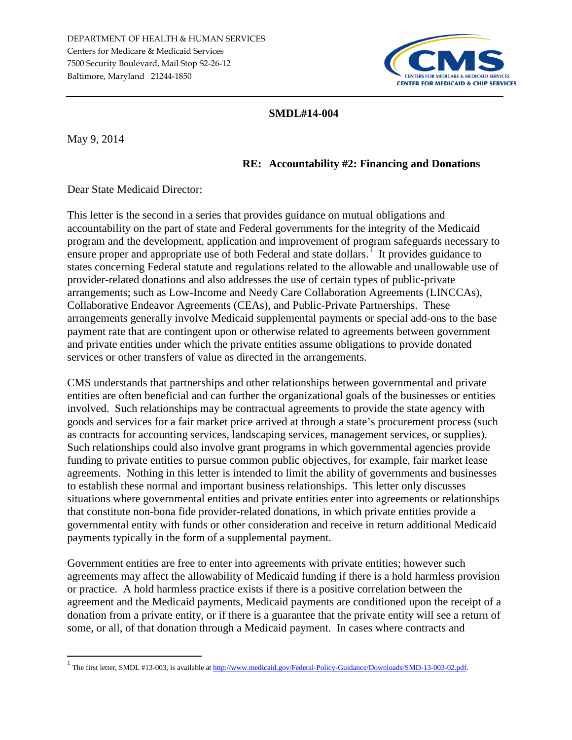DEPARTMENT OF HEALTH & HUMAN SERVICES
Centers for Medicare & Medicaid Services
7500 Security Boulevard, Mail Stop S2-26-12
Baltimore, Maryland 21244-1850

CMS
CENTERS FOR MEDICARE & MEDICAID SERVICES
CENTER FOR MEDICAID & CHIP SERVICES

**SMDL#14-004**

May 9, 2014

**RE: Accountability #2: Financing and Donations**

Dear State Medicaid Director:

This letter is the second in a series that provides guidance on mutual obligations and accountability on the part of state and Federal governments for the integrity of the Medicaid program and the development, application and improvement of program safeguards necessary to ensure proper and appropriate use of both Federal and state dollars.[1] It provides guidance to states concerning Federal statute and regulations related to the allowable and unallowable use of provider-related donations and also addresses the use of certain types of public-private arrangements; such as Low-Income and Needy Care Collaboration Agreements (LINCCAs), Collaborative Endeavor Agreements (CEAs), and Public-Private Partnerships. These arrangements generally involve Medicaid supplemental payments or special add-ons to the base payment rate that are contingent upon or otherwise related to agreements between government and private entities under which the private entities assume obligations to provide donated services or other transfers of value as directed in the arrangements.

CMS understands that partnerships and other relationships between governmental and private entities are often beneficial and can further the organizational goals of the businesses or entities involved. Such relationships may be contractual agreements to provide the state agency with goods and services for a fair market price arrived at through a state's procurement process (such as contracts for accounting services, landscaping services, management services, or supplies). Such relationships could also involve grant programs in which governmental agencies provide funding to private entities to pursue common public objectives, for example, fair market lease agreements. Nothing in this letter is intended to limit the ability of governments and businesses to establish these normal and important business relationships. This letter only discusses situations where governmental entities and private entities enter into agreements or relationships that constitute non-bona fide provider-related donations, in which private entities provide a governmental entity with funds or other consideration and receive in return additional Medicaid payments typically in the form of a supplemental payment.

Government entities are free to enter into agreements with private entities; however such agreements may affect the allowability of Medicaid funding if there is a hold harmless provision or practice. A hold harmless practice exists if there is a positive correlation between the agreement and the Medicaid payments, Medicaid payments are conditioned upon the receipt of a donation from a private entity, or if there is a guarantee that the private entity will see a return of some, or all, of that donation through a Medicaid payment. In cases where contracts and

[1] The first letter, SMDL #13-003, is available at http://www.medicaid.gov/Federal-Policy-Guidance/Downloads/SMD-13-003-02.pdf.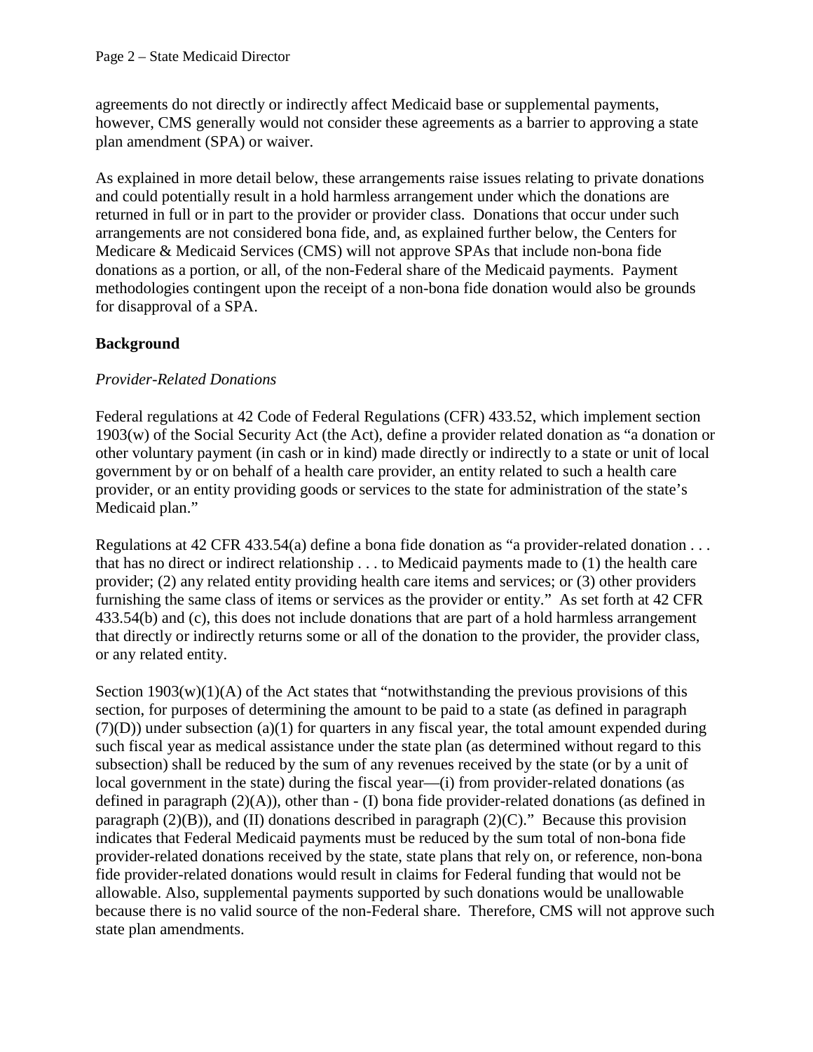agreements do not directly or indirectly affect Medicaid base or supplemental payments, however, CMS generally would not consider these agreements as a barrier to approving a state plan amendment (SPA) or waiver.

As explained in more detail below, these arrangements raise issues relating to private donations and could potentially result in a hold harmless arrangement under which the donations are returned in full or in part to the provider or provider class. Donations that occur under such arrangements are not considered bona fide, and, as explained further below, the Centers for Medicare & Medicaid Services (CMS) will not approve SPAs that include non-bona fide donations as a portion, or all, of the non-Federal share of the Medicaid payments. Payment methodologies contingent upon the receipt of a non-bona fide donation would also be grounds for disapproval of a SPA.

## Background

### *Provider-Related Donations*

Federal regulations at 42 Code of Federal Regulations (CFR) 433.52, which implement section 1903(w) of the Social Security Act (the Act), define a provider related donation as "a donation or other voluntary payment (in cash or in kind) made directly or indirectly to a state or unit of local government by or on behalf of a health care provider, an entity related to such a health care provider, or an entity providing goods or services to the state for administration of the state's Medicaid plan."

Regulations at 42 CFR 433.54(a) define a bona fide donation as "a provider-related donation . . . that has no direct or indirect relationship . . . to Medicaid payments made to (1) the health care provider; (2) any related entity providing health care items and services; or (3) other providers furnishing the same class of items or services as the provider or entity." As set forth at 42 CFR 433.54(b) and (c), this does not include donations that are part of a hold harmless arrangement that directly or indirectly returns some or all of the donation to the provider, the provider class, or any related entity.

Section 1903(w)(1)(A) of the Act states that "notwithstanding the previous provisions of this section, for purposes of determining the amount to be paid to a state (as defined in paragraph (7)(D)) under subsection (a)(1) for quarters in any fiscal year, the total amount expended during such fiscal year as medical assistance under the state plan (as determined without regard to this subsection) shall be reduced by the sum of any revenues received by the state (or by a unit of local government in the state) during the fiscal year—(i) from provider-related donations (as defined in paragraph (2)(A)), other than - (I) bona fide provider-related donations (as defined in paragraph (2)(B)), and (II) donations described in paragraph (2)(C)." Because this provision indicates that Federal Medicaid payments must be reduced by the sum total of non-bona fide provider-related donations received by the state, state plans that rely on, or reference, non-bona fide provider-related donations would result in claims for Federal funding that would not be allowable. Also, supplemental payments supported by such donations would be unallowable because there is no valid source of the non-Federal share. Therefore, CMS will not approve such state plan amendments.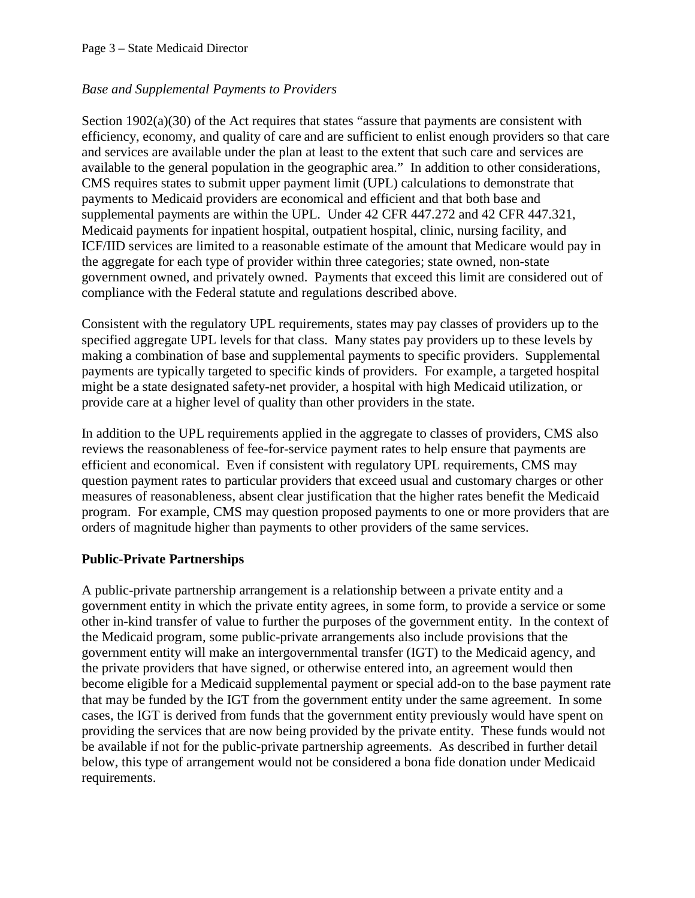*Base and Supplemental Payments to Providers*

Section 1902(a)(30) of the Act requires that states "assure that payments are consistent with efficiency, economy, and quality of care and are sufficient to enlist enough providers so that care and services are available under the plan at least to the extent that such care and services are available to the general population in the geographic area." In addition to other considerations, CMS requires states to submit upper payment limit (UPL) calculations to demonstrate that payments to Medicaid providers are economical and efficient and that both base and supplemental payments are within the UPL. Under 42 CFR 447.272 and 42 CFR 447.321, Medicaid payments for inpatient hospital, outpatient hospital, clinic, nursing facility, and ICF/IID services are limited to a reasonable estimate of the amount that Medicare would pay in the aggregate for each type of provider within three categories; state owned, non-state government owned, and privately owned. Payments that exceed this limit are considered out of compliance with the Federal statute and regulations described above.

Consistent with the regulatory UPL requirements, states may pay classes of providers up to the specified aggregate UPL levels for that class. Many states pay providers up to these levels by making a combination of base and supplemental payments to specific providers. Supplemental payments are typically targeted to specific kinds of providers. For example, a targeted hospital might be a state designated safety-net provider, a hospital with high Medicaid utilization, or provide care at a higher level of quality than other providers in the state.

In addition to the UPL requirements applied in the aggregate to classes of providers, CMS also reviews the reasonableness of fee-for-service payment rates to help ensure that payments are efficient and economical. Even if consistent with regulatory UPL requirements, CMS may question payment rates to particular providers that exceed usual and customary charges or other measures of reasonableness, absent clear justification that the higher rates benefit the Medicaid program. For example, CMS may question proposed payments to one or more providers that are orders of magnitude higher than payments to other providers of the same services.

**Public-Private Partnerships**

A public-private partnership arrangement is a relationship between a private entity and a government entity in which the private entity agrees, in some form, to provide a service or some other in-kind transfer of value to further the purposes of the government entity. In the context of the Medicaid program, some public-private arrangements also include provisions that the government entity will make an intergovernmental transfer (IGT) to the Medicaid agency, and the private providers that have signed, or otherwise entered into, an agreement would then become eligible for a Medicaid supplemental payment or special add-on to the base payment rate that may be funded by the IGT from the government entity under the same agreement. In some cases, the IGT is derived from funds that the government entity previously would have spent on providing the services that are now being provided by the private entity. These funds would not be available if not for the public-private partnership agreements. As described in further detail below, this type of arrangement would not be considered a bona fide donation under Medicaid requirements.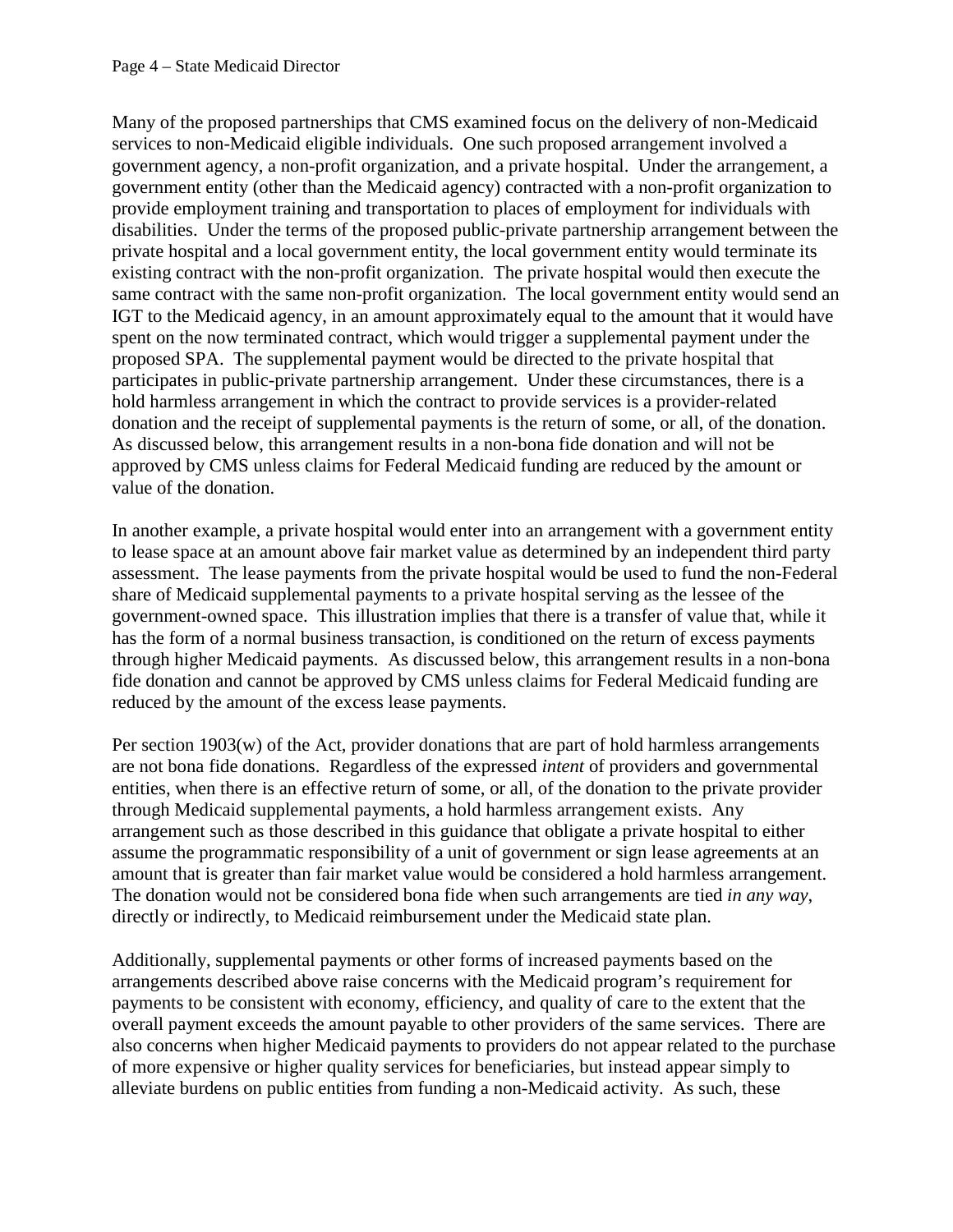Many of the proposed partnerships that CMS examined focus on the delivery of non-Medicaid services to non-Medicaid eligible individuals. One such proposed arrangement involved a government agency, a non-profit organization, and a private hospital. Under the arrangement, a government entity (other than the Medicaid agency) contracted with a non-profit organization to provide employment training and transportation to places of employment for individuals with disabilities. Under the terms of the proposed public-private partnership arrangement between the private hospital and a local government entity, the local government entity would terminate its existing contract with the non-profit organization. The private hospital would then execute the same contract with the same non-profit organization. The local government entity would send an IGT to the Medicaid agency, in an amount approximately equal to the amount that it would have spent on the now terminated contract, which would trigger a supplemental payment under the proposed SPA. The supplemental payment would be directed to the private hospital that participates in public-private partnership arrangement. Under these circumstances, there is a hold harmless arrangement in which the contract to provide services is a provider-related donation and the receipt of supplemental payments is the return of some, or all, of the donation. As discussed below, this arrangement results in a non-bona fide donation and will not be approved by CMS unless claims for Federal Medicaid funding are reduced by the amount or value of the donation.

In another example, a private hospital would enter into an arrangement with a government entity to lease space at an amount above fair market value as determined by an independent third party assessment. The lease payments from the private hospital would be used to fund the non-Federal share of Medicaid supplemental payments to a private hospital serving as the lessee of the government-owned space. This illustration implies that there is a transfer of value that, while it has the form of a normal business transaction, is conditioned on the return of excess payments through higher Medicaid payments. As discussed below, this arrangement results in a non-bona fide donation and cannot be approved by CMS unless claims for Federal Medicaid funding are reduced by the amount of the excess lease payments.

Per section 1903(w) of the Act, provider donations that are part of hold harmless arrangements are not bona fide donations. Regardless of the expressed *intent* of providers and governmental entities, when there is an effective return of some, or all, of the donation to the private provider through Medicaid supplemental payments, a hold harmless arrangement exists. Any arrangement such as those described in this guidance that obligate a private hospital to either assume the programmatic responsibility of a unit of government or sign lease agreements at an amount that is greater than fair market value would be considered a hold harmless arrangement. The donation would not be considered bona fide when such arrangements are tied *in any way*, directly or indirectly, to Medicaid reimbursement under the Medicaid state plan.

Additionally, supplemental payments or other forms of increased payments based on the arrangements described above raise concerns with the Medicaid program's requirement for payments to be consistent with economy, efficiency, and quality of care to the extent that the overall payment exceeds the amount payable to other providers of the same services. There are also concerns when higher Medicaid payments to providers do not appear related to the purchase of more expensive or higher quality services for beneficiaries, but instead appear simply to alleviate burdens on public entities from funding a non-Medicaid activity. As such, these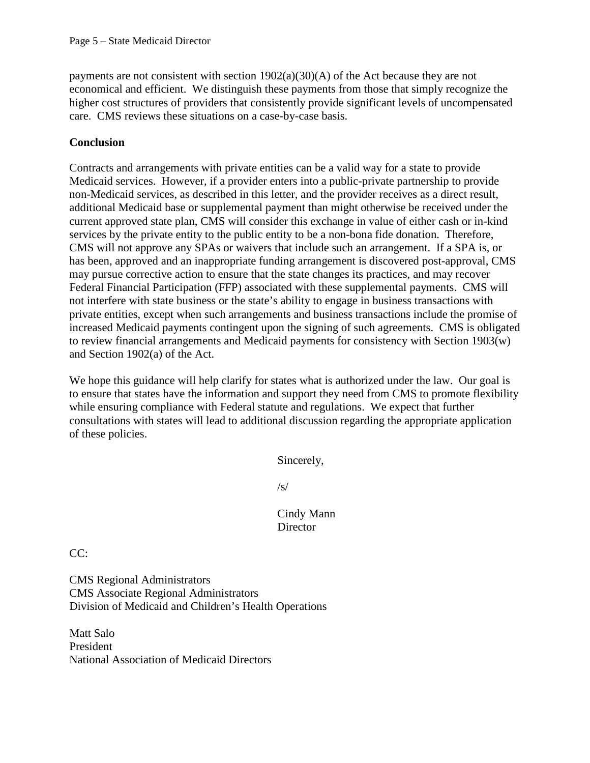payments are not consistent with section 1902(a)(30)(A) of the Act because they are not economical and efficient. We distinguish these payments from those that simply recognize the higher cost structures of providers that consistently provide significant levels of uncompensated care. CMS reviews these situations on a case-by-case basis.

**Conclusion**

Contracts and arrangements with private entities can be a valid way for a state to provide Medicaid services. However, if a provider enters into a public-private partnership to provide non-Medicaid services, as described in this letter, and the provider receives as a direct result, additional Medicaid base or supplemental payment than might otherwise be received under the current approved state plan, CMS will consider this exchange in value of either cash or in-kind services by the private entity to the public entity to be a non-bona fide donation. Therefore, CMS will not approve any SPAs or waivers that include such an arrangement. If a SPA is, or has been, approved and an inappropriate funding arrangement is discovered post-approval, CMS may pursue corrective action to ensure that the state changes its practices, and may recover Federal Financial Participation (FFP) associated with these supplemental payments. CMS will not interfere with state business or the state's ability to engage in business transactions with private entities, except when such arrangements and business transactions include the promise of increased Medicaid payments contingent upon the signing of such agreements. CMS is obligated to review financial arrangements and Medicaid payments for consistency with Section 1903(w) and Section 1902(a) of the Act.

We hope this guidance will help clarify for states what is authorized under the law. Our goal is to ensure that states have the information and support they need from CMS to promote flexibility while ensuring compliance with Federal statute and regulations. We expect that further consultations with states will lead to additional discussion regarding the appropriate application of these policies.

Sincerely,

/s/

Cindy Mann
Director

CC:

CMS Regional Administrators
CMS Associate Regional Administrators
Division of Medicaid and Children's Health Operations

Matt Salo
President
National Association of Medicaid Directors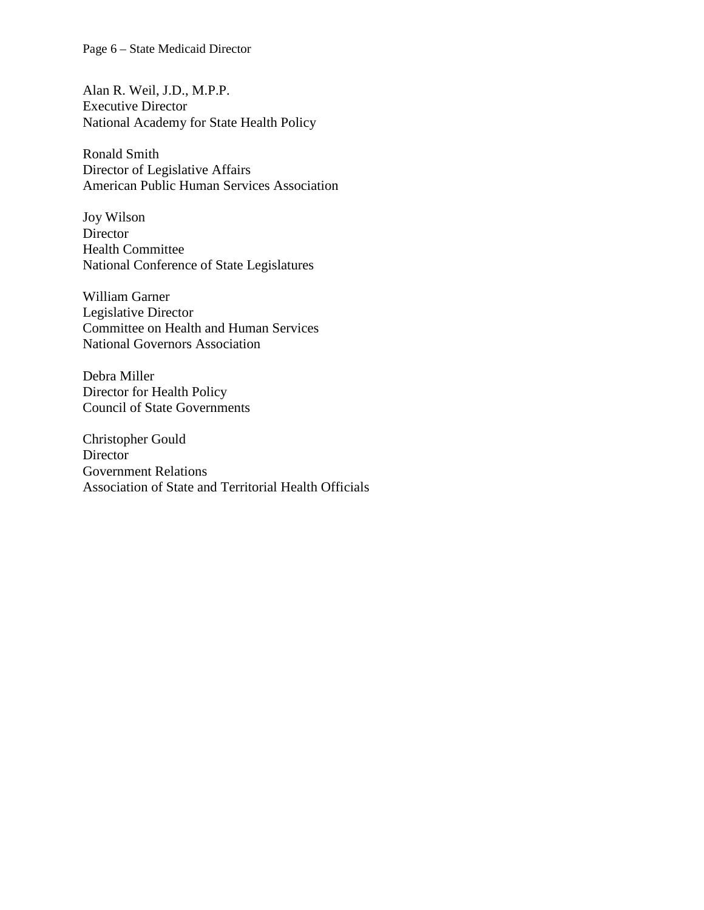Alan R. Weil, J.D., M.P.P.
Executive Director
National Academy for State Health Policy

Ronald Smith
Director of Legislative Affairs
American Public Human Services Association

Joy Wilson
Director
Health Committee
National Conference of State Legislatures

William Garner
Legislative Director
Committee on Health and Human Services
National Governors Association

Debra Miller
Director for Health Policy
Council of State Governments

Christopher Gould
Director
Government Relations
Association of State and Territorial Health Officials